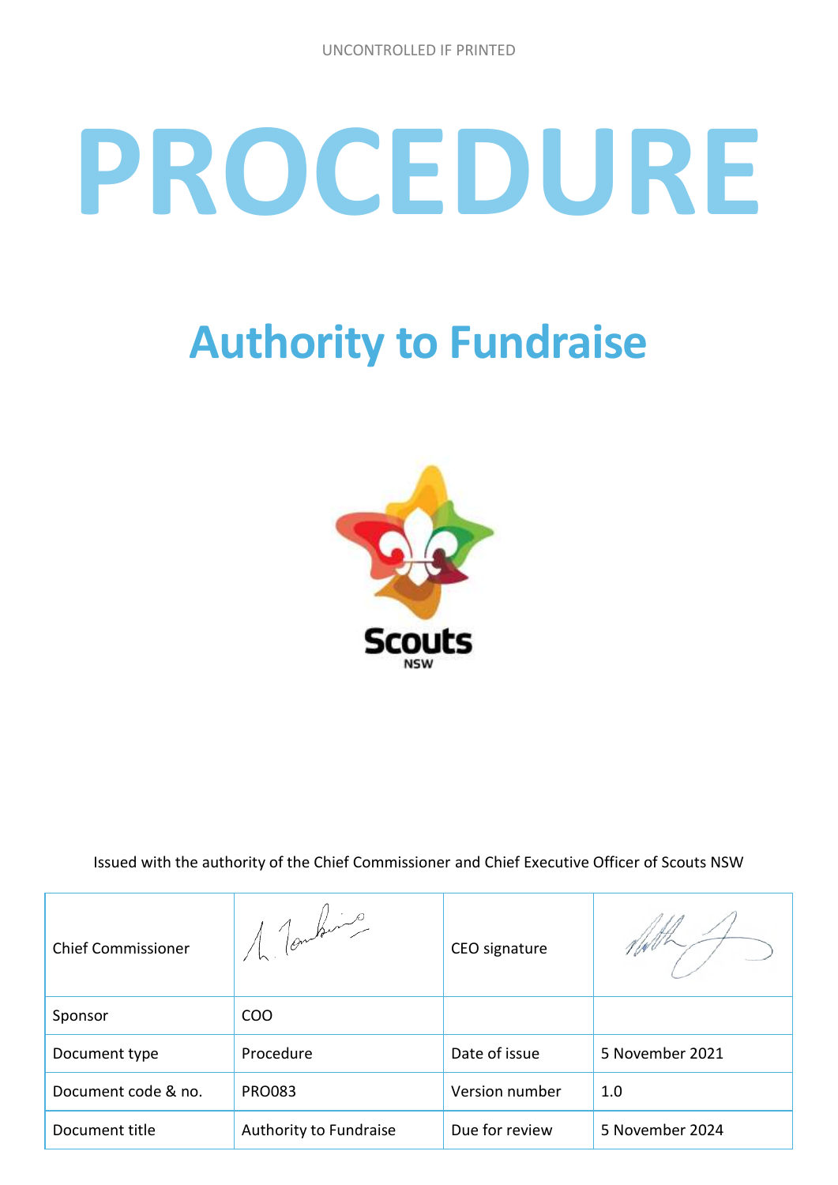UNCONTROLLED IF PRINTED

# PROCEDURE

## Authority to Fundraise

Issued with the authority of the Chief Commissioner and Chief Executive Officer of Scouts NSW

| Chief Commissioner | | CEO signature | |
|---|---|---|---|
| Sponsor | COO | | |
| Document type | Procedure | Date of issue | 5 November 2021 |
| Document code & no. | PRO083 | Version number | 1.0 |
| Document title | Authority to Fundraise | Due for review | 5 November 2024 |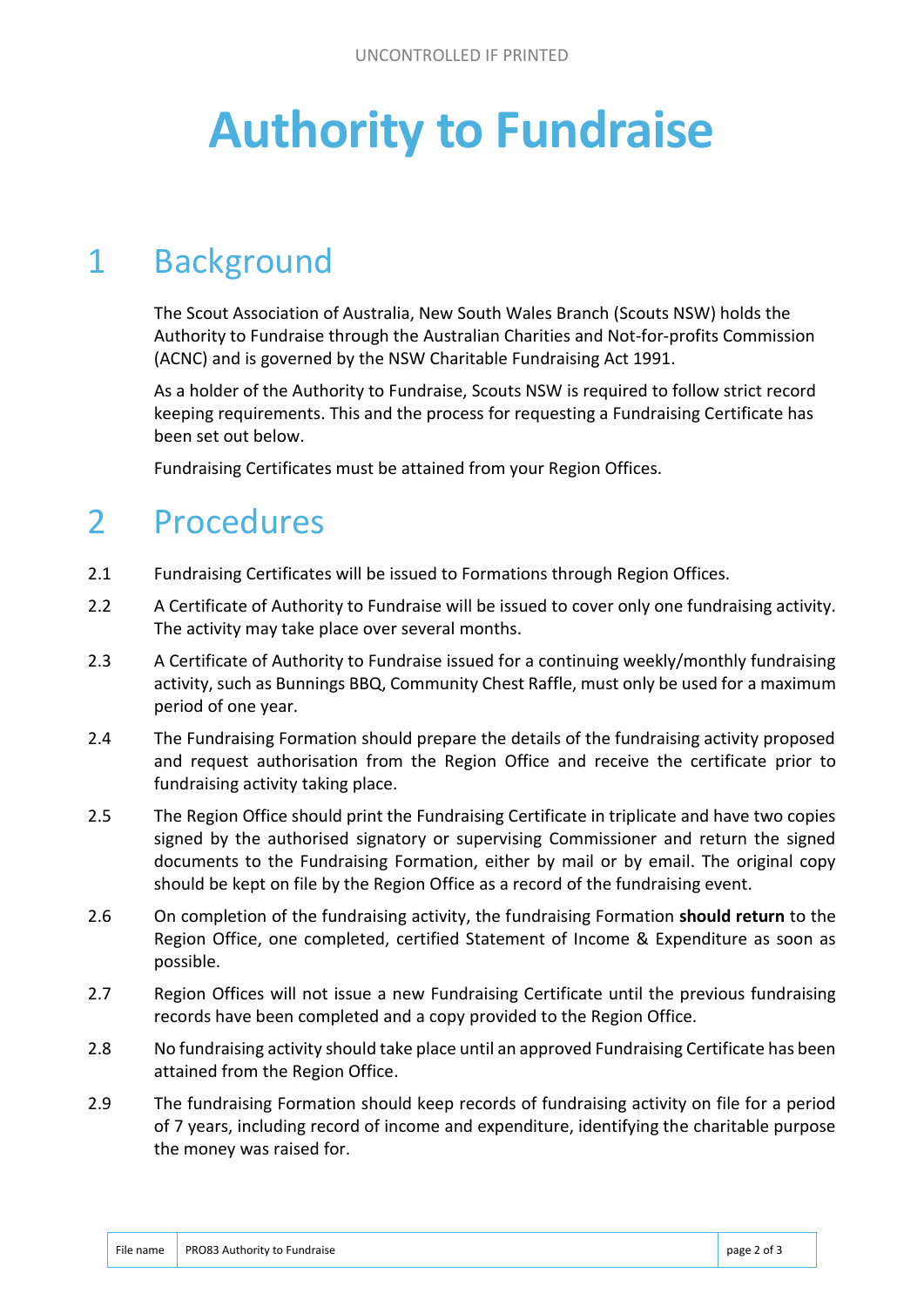# Authority to Fundraise

## 1 Background

The Scout Association of Australia, New South Wales Branch (Scouts NSW) holds the Authority to Fundraise through the Australian Charities and Not-for-profits Commission (ACNC) and is governed by the NSW Charitable Fundraising Act 1991.

As a holder of the Authority to Fundraise, Scouts NSW is required to follow strict record keeping requirements. This and the process for requesting a Fundraising Certificate has been set out below.

Fundraising Certificates must be attained from your Region Offices.

## 2 Procedures

2.1 Fundraising Certificates will be issued to Formations through Region Offices.

2.2 A Certificate of Authority to Fundraise will be issued to cover only one fundraising activity. The activity may take place over several months.

2.3 A Certificate of Authority to Fundraise issued for a continuing weekly/monthly fundraising activity, such as Bunnings BBQ, Community Chest Raffle, must only be used for a maximum period of one year.

2.4 The Fundraising Formation should prepare the details of the fundraising activity proposed and request authorisation from the Region Office and receive the certificate prior to fundraising activity taking place.

2.5 The Region Office should print the Fundraising Certificate in triplicate and have two copies signed by the authorised signatory or supervising Commissioner and return the signed documents to the Fundraising Formation, either by mail or by email. The original copy should be kept on file by the Region Office as a record of the fundraising event.

2.6 On completion of the fundraising activity, the fundraising Formation **should return** to the Region Office, one completed, certified Statement of Income & Expenditure as soon as possible.

2.7 Region Offices will not issue a new Fundraising Certificate until the previous fundraising records have been completed and a copy provided to the Region Office.

2.8 No fundraising activity should take place until an approved Fundraising Certificate has been attained from the Region Office.

2.9 The fundraising Formation should keep records of fundraising activity on file for a period of 7 years, including record of income and expenditure, identifying the charitable purpose the money was raised for.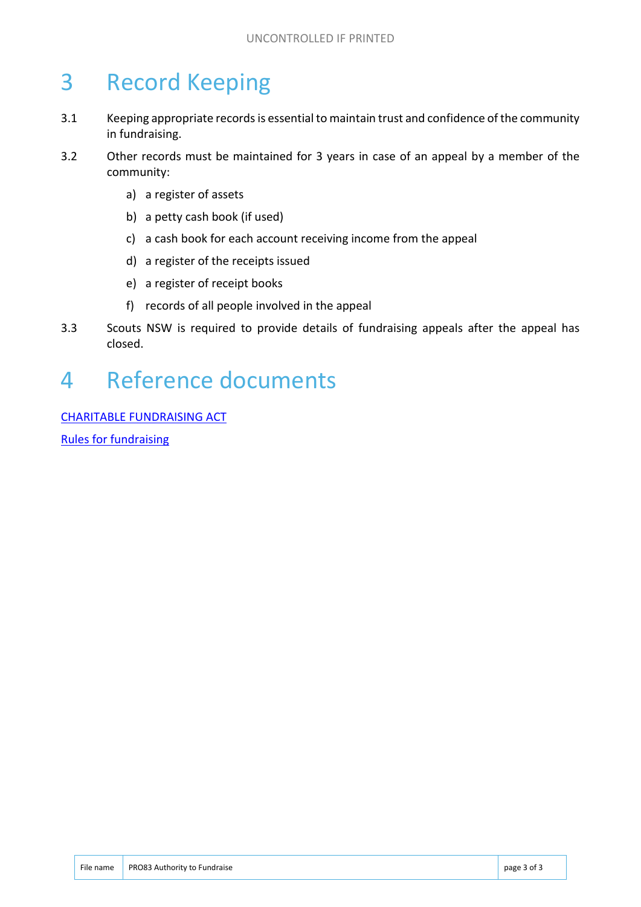# 3 Record Keeping

3.1 Keeping appropriate records is essential to maintain trust and confidence of the community in fundraising.

3.2 Other records must be maintained for 3 years in case of an appeal by a member of the community:

a) a register of assets

b) a petty cash book (if used)

c) a cash book for each account receiving income from the appeal

d) a register of the receipts issued

e) a register of receipt books

f) records of all people involved in the appeal

3.3 Scouts NSW is required to provide details of fundraising appeals after the appeal has closed.

# 4 Reference documents

CHARITABLE FUNDRAISING ACT

Rules for fundraising